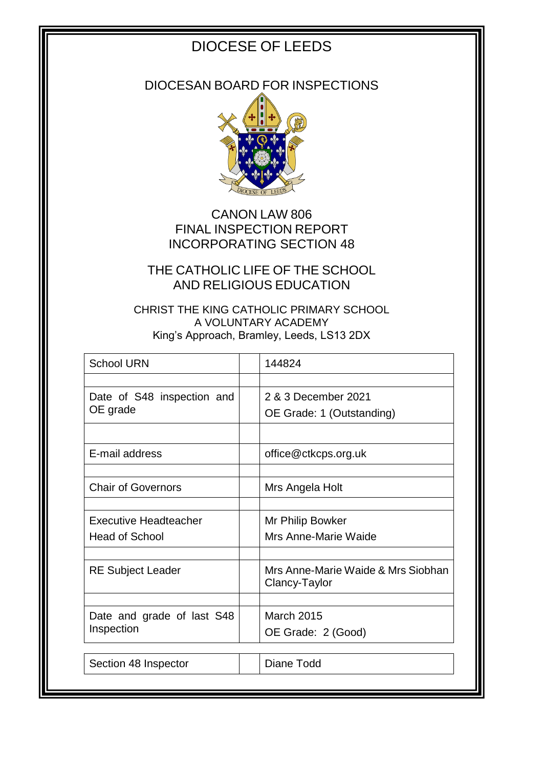# DIOCESE OF LEEDS

## DIOCESAN BOARD FOR INSPECTIONS

## CANON LAW 806
## FINAL INSPECTION REPORT
## INCORPORATING SECTION 48

## THE CATHOLIC LIFE OF THE SCHOOL AND RELIGIOUS EDUCATION

CHRIST THE KING CATHOLIC PRIMARY SCHOOL
A VOLUNTARY ACADEMY
King's Approach, Bramley, Leeds, LS13 2DX

| | | |
|---|---|---|
| School URN | | 144824 |
| | | |
| Date of S48 inspection and OE grade | | 2 & 3 December 2021<br>OE Grade: 1 (Outstanding) |
| | | |
| E-mail address | | office@ctkcps.org.uk |
| | | |
| Chair of Governors | | Mrs Angela Holt |
| | | |
| Executive Headteacher<br>Head of School | | Mr Philip Bowker<br>Mrs Anne-Marie Waide |
| | | |
| RE Subject Leader | | Mrs Anne-Marie Waide & Mrs Siobhan Clancy-Taylor |
| | | |
| Date and grade of last S48 Inspection | | March 2015<br>OE Grade: 2 (Good) |

| | | |
|---|---|---|
| Section 48 Inspector | | Diane Todd |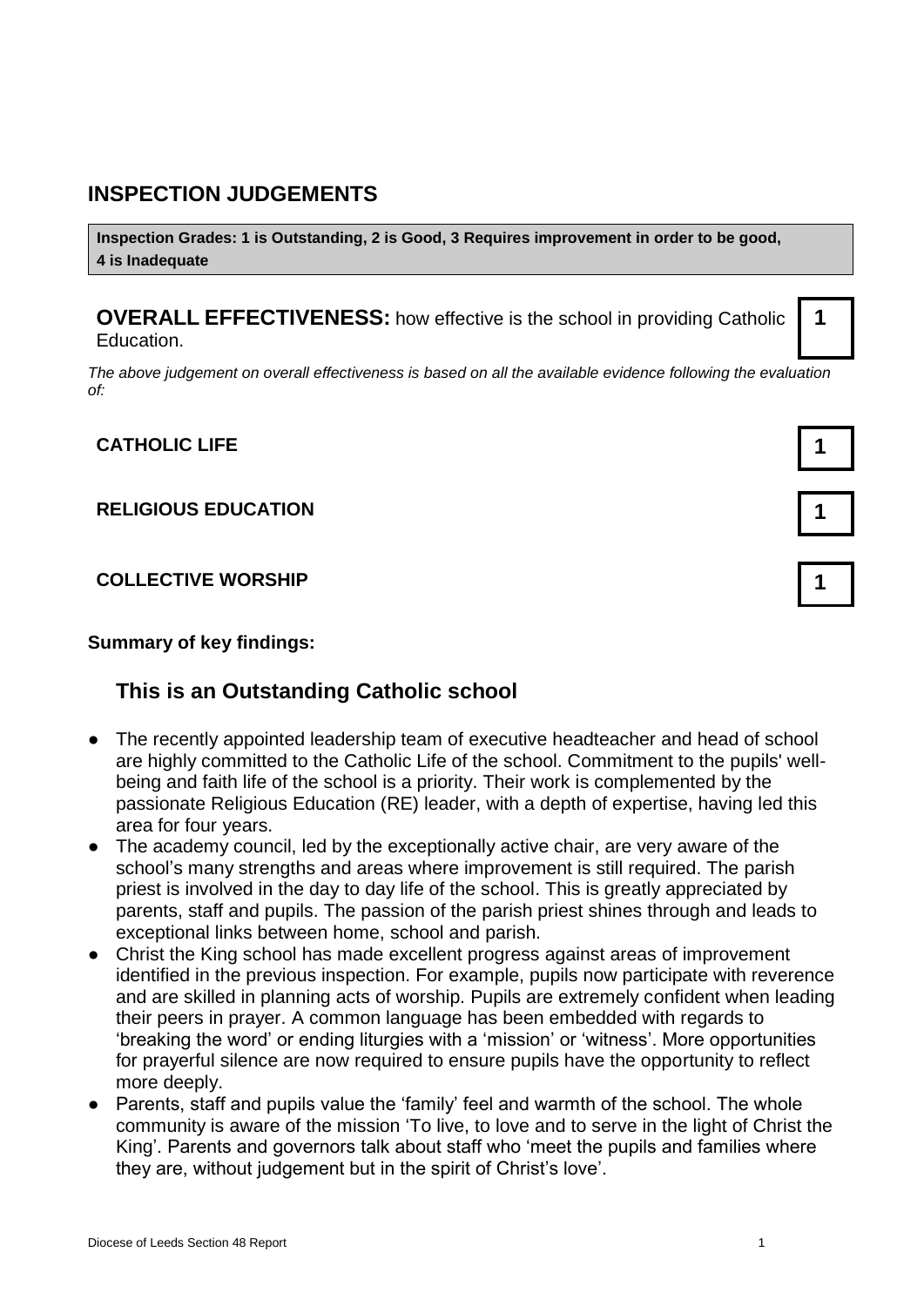## INSPECTION JUDGEMENTS

**Inspection Grades: 1 is Outstanding, 2 is Good, 3 Requires improvement in order to be good, 4 is Inadequate**

**OVERALL EFFECTIVENESS:** how effective is the school in providing Catholic Education. **1**

*The above judgement on overall effectiveness is based on all the available evidence following the evaluation of:*

| | |
|---|---|
| **CATHOLIC LIFE** | **1** |
| **RELIGIOUS EDUCATION** | **1** |
| **COLLECTIVE WORSHIP** | **1** |

**Summary of key findings:**

### This is an Outstanding Catholic school

- The recently appointed leadership team of executive headteacher and head of school are highly committed to the Catholic Life of the school. Commitment to the pupils' well-being and faith life of the school is a priority. Their work is complemented by the passionate Religious Education (RE) leader, with a depth of expertise, having led this area for four years.
- The academy council, led by the exceptionally active chair, are very aware of the school's many strengths and areas where improvement is still required. The parish priest is involved in the day to day life of the school. This is greatly appreciated by parents, staff and pupils. The passion of the parish priest shines through and leads to exceptional links between home, school and parish.
- Christ the King school has made excellent progress against areas of improvement identified in the previous inspection. For example, pupils now participate with reverence and are skilled in planning acts of worship. Pupils are extremely confident when leading their peers in prayer. A common language has been embedded with regards to 'breaking the word' or ending liturgies with a 'mission' or 'witness'. More opportunities for prayerful silence are now required to ensure pupils have the opportunity to reflect more deeply.
- Parents, staff and pupils value the 'family' feel and warmth of the school. The whole community is aware of the mission 'To live, to love and to serve in the light of Christ the King'. Parents and governors talk about staff who 'meet the pupils and families where they are, without judgement but in the spirit of Christ's love'.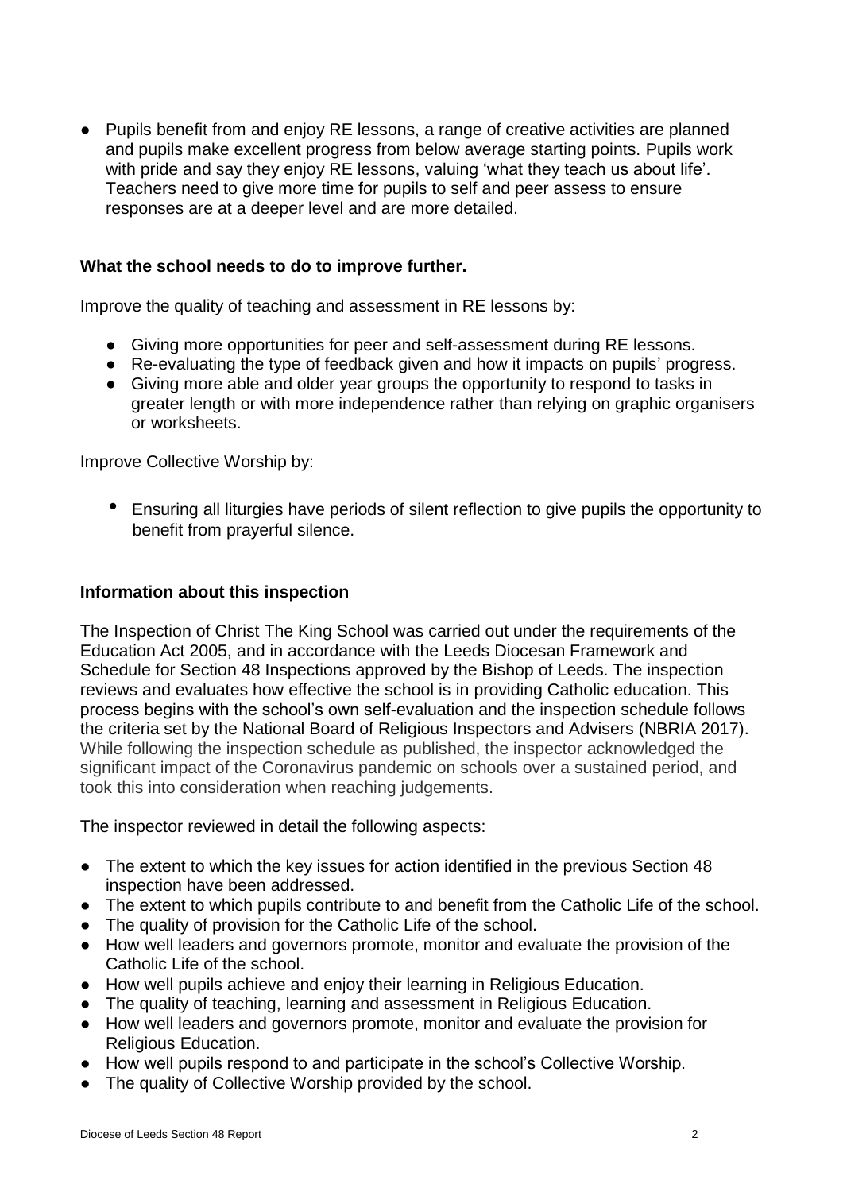- Pupils benefit from and enjoy RE lessons, a range of creative activities are planned and pupils make excellent progress from below average starting points. Pupils work with pride and say they enjoy RE lessons, valuing 'what they teach us about life'. Teachers need to give more time for pupils to self and peer assess to ensure responses are at a deeper level and are more detailed.

**What the school needs to do to improve further.**

Improve the quality of teaching and assessment in RE lessons by:

- Giving more opportunities for peer and self-assessment during RE lessons.
- Re-evaluating the type of feedback given and how it impacts on pupils' progress.
- Giving more able and older year groups the opportunity to respond to tasks in greater length or with more independence rather than relying on graphic organisers or worksheets.

Improve Collective Worship by:

- Ensuring all liturgies have periods of silent reflection to give pupils the opportunity to benefit from prayerful silence.

**Information about this inspection**

The Inspection of Christ The King School was carried out under the requirements of the Education Act 2005, and in accordance with the Leeds Diocesan Framework and Schedule for Section 48 Inspections approved by the Bishop of Leeds. The inspection reviews and evaluates how effective the school is in providing Catholic education. This process begins with the school's own self-evaluation and the inspection schedule follows the criteria set by the National Board of Religious Inspectors and Advisers (NBRIA 2017). While following the inspection schedule as published, the inspector acknowledged the significant impact of the Coronavirus pandemic on schools over a sustained period, and took this into consideration when reaching judgements.

The inspector reviewed in detail the following aspects:

- The extent to which the key issues for action identified in the previous Section 48 inspection have been addressed.
- The extent to which pupils contribute to and benefit from the Catholic Life of the school.
- The quality of provision for the Catholic Life of the school.
- How well leaders and governors promote, monitor and evaluate the provision of the Catholic Life of the school.
- How well pupils achieve and enjoy their learning in Religious Education.
- The quality of teaching, learning and assessment in Religious Education.
- How well leaders and governors promote, monitor and evaluate the provision for Religious Education.
- How well pupils respond to and participate in the school's Collective Worship.
- The quality of Collective Worship provided by the school.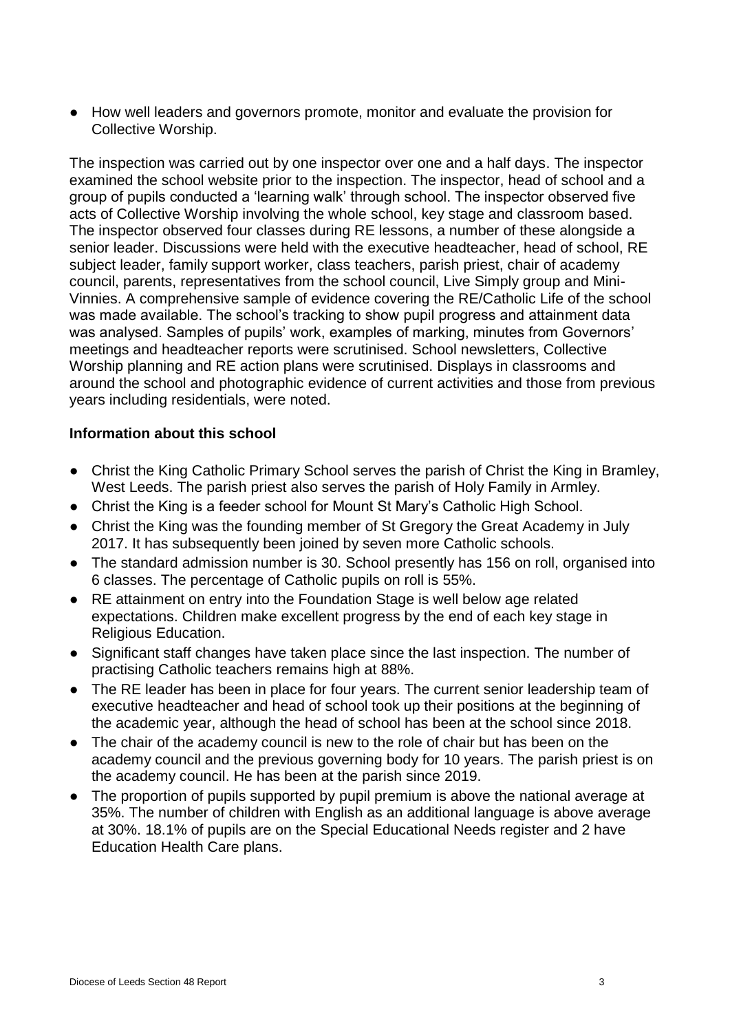- How well leaders and governors promote, monitor and evaluate the provision for Collective Worship.

The inspection was carried out by one inspector over one and a half days. The inspector examined the school website prior to the inspection. The inspector, head of school and a group of pupils conducted a 'learning walk' through school. The inspector observed five acts of Collective Worship involving the whole school, key stage and classroom based. The inspector observed four classes during RE lessons, a number of these alongside a senior leader. Discussions were held with the executive headteacher, head of school, RE subject leader, family support worker, class teachers, parish priest, chair of academy council, parents, representatives from the school council, Live Simply group and Mini-Vinnies. A comprehensive sample of evidence covering the RE/Catholic Life of the school was made available. The school's tracking to show pupil progress and attainment data was analysed. Samples of pupils' work, examples of marking, minutes from Governors' meetings and headteacher reports were scrutinised. School newsletters, Collective Worship planning and RE action plans were scrutinised. Displays in classrooms and around the school and photographic evidence of current activities and those from previous years including residentials, were noted.

**Information about this school**

- Christ the King Catholic Primary School serves the parish of Christ the King in Bramley, West Leeds. The parish priest also serves the parish of Holy Family in Armley.
- Christ the King is a feeder school for Mount St Mary's Catholic High School.
- Christ the King was the founding member of St Gregory the Great Academy in July 2017. It has subsequently been joined by seven more Catholic schools.
- The standard admission number is 30. School presently has 156 on roll, organised into 6 classes. The percentage of Catholic pupils on roll is 55%.
- RE attainment on entry into the Foundation Stage is well below age related expectations. Children make excellent progress by the end of each key stage in Religious Education.
- Significant staff changes have taken place since the last inspection. The number of practising Catholic teachers remains high at 88%.
- The RE leader has been in place for four years. The current senior leadership team of executive headteacher and head of school took up their positions at the beginning of the academic year, although the head of school has been at the school since 2018.
- The chair of the academy council is new to the role of chair but has been on the academy council and the previous governing body for 10 years. The parish priest is on the academy council. He has been at the parish since 2019.
- The proportion of pupils supported by pupil premium is above the national average at 35%. The number of children with English as an additional language is above average at 30%. 18.1% of pupils are on the Special Educational Needs register and 2 have Education Health Care plans.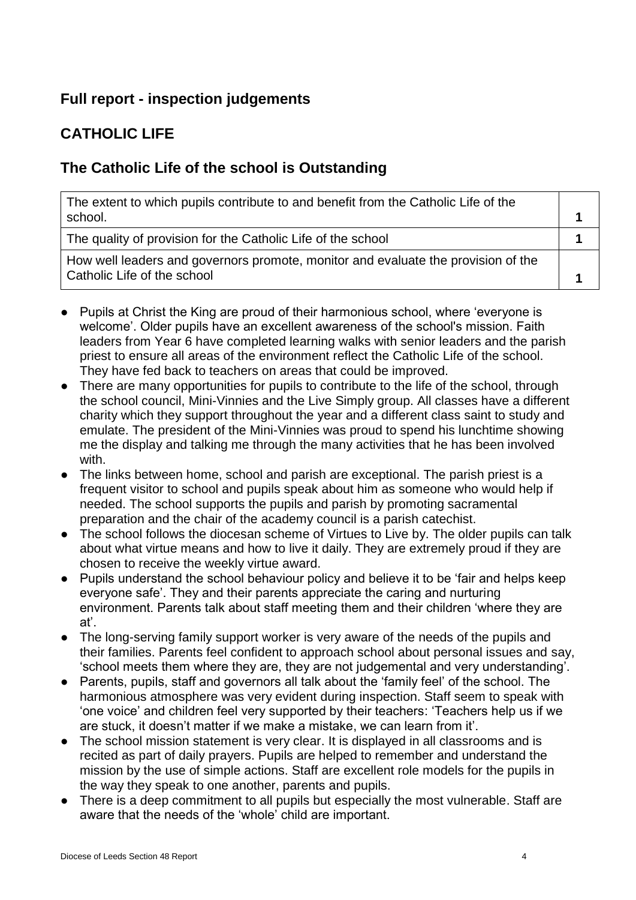## Full report - inspection judgements

## CATHOLIC LIFE

## The Catholic Life of the school is Outstanding

| | |
|---|---|
| The extent to which pupils contribute to and benefit from the Catholic Life of the school. | 1 |
| The quality of provision for the Catholic Life of the school | 1 |
| How well leaders and governors promote, monitor and evaluate the provision of the Catholic Life of the school | 1 |

- Pupils at Christ the King are proud of their harmonious school, where 'everyone is welcome'. Older pupils have an excellent awareness of the school's mission. Faith leaders from Year 6 have completed learning walks with senior leaders and the parish priest to ensure all areas of the environment reflect the Catholic Life of the school. They have fed back to teachers on areas that could be improved.
- There are many opportunities for pupils to contribute to the life of the school, through the school council, Mini-Vinnies and the Live Simply group. All classes have a different charity which they support throughout the year and a different class saint to study and emulate. The president of the Mini-Vinnies was proud to spend his lunchtime showing me the display and talking me through the many activities that he has been involved with.
- The links between home, school and parish are exceptional. The parish priest is a frequent visitor to school and pupils speak about him as someone who would help if needed. The school supports the pupils and parish by promoting sacramental preparation and the chair of the academy council is a parish catechist.
- The school follows the diocesan scheme of Virtues to Live by. The older pupils can talk about what virtue means and how to live it daily. They are extremely proud if they are chosen to receive the weekly virtue award.
- Pupils understand the school behaviour policy and believe it to be 'fair and helps keep everyone safe'. They and their parents appreciate the caring and nurturing environment. Parents talk about staff meeting them and their children 'where they are at'.
- The long-serving family support worker is very aware of the needs of the pupils and their families. Parents feel confident to approach school about personal issues and say, 'school meets them where they are, they are not judgemental and very understanding'.
- Parents, pupils, staff and governors all talk about the 'family feel' of the school. The harmonious atmosphere was very evident during inspection. Staff seem to speak with 'one voice' and children feel very supported by their teachers: 'Teachers help us if we are stuck, it doesn't matter if we make a mistake, we can learn from it'.
- The school mission statement is very clear. It is displayed in all classrooms and is recited as part of daily prayers. Pupils are helped to remember and understand the mission by the use of simple actions. Staff are excellent role models for the pupils in the way they speak to one another, parents and pupils.
- There is a deep commitment to all pupils but especially the most vulnerable. Staff are aware that the needs of the 'whole' child are important.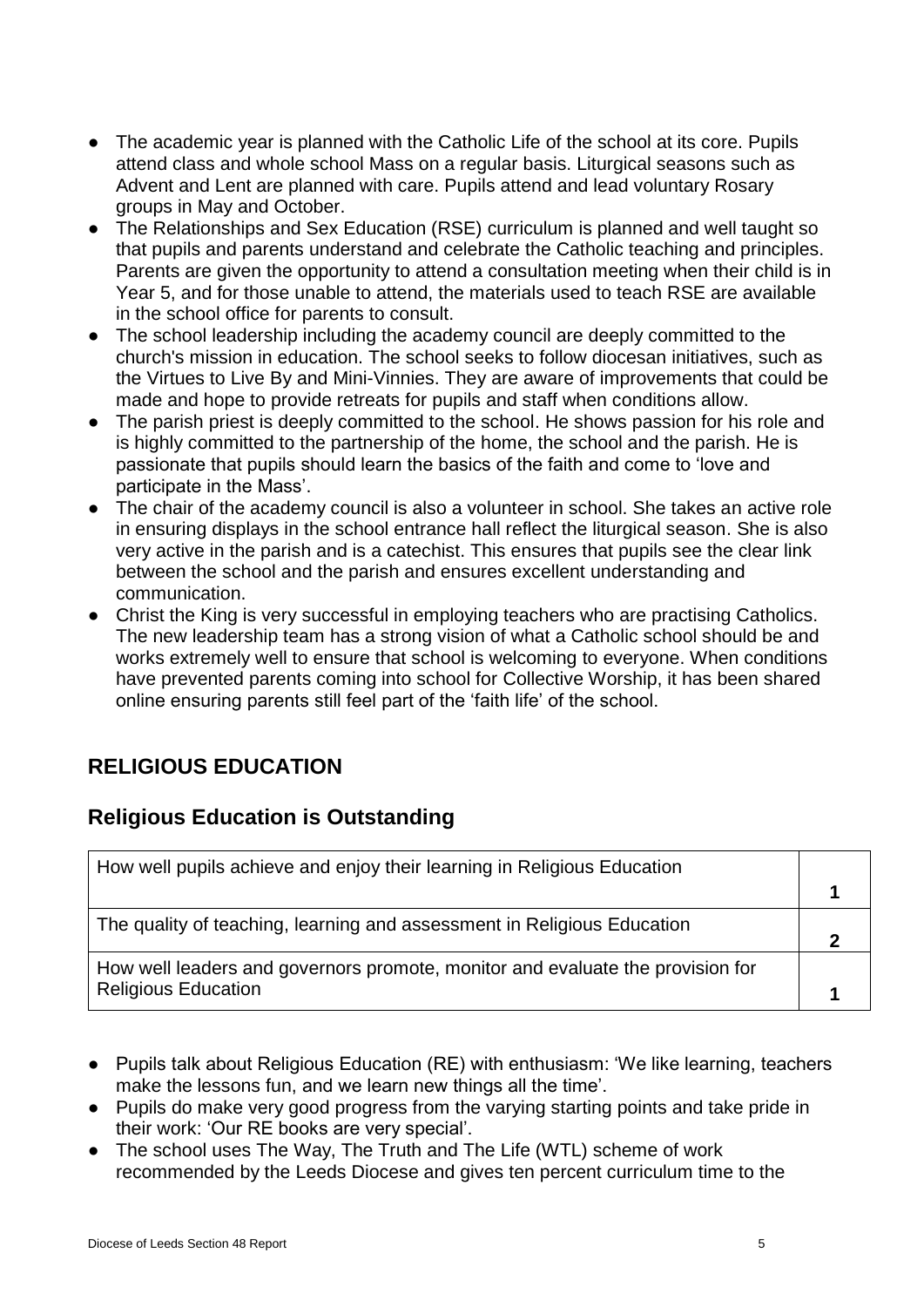- The academic year is planned with the Catholic Life of the school at its core. Pupils attend class and whole school Mass on a regular basis. Liturgical seasons such as Advent and Lent are planned with care. Pupils attend and lead voluntary Rosary groups in May and October.
- The Relationships and Sex Education (RSE) curriculum is planned and well taught so that pupils and parents understand and celebrate the Catholic teaching and principles. Parents are given the opportunity to attend a consultation meeting when their child is in Year 5, and for those unable to attend, the materials used to teach RSE are available in the school office for parents to consult.
- The school leadership including the academy council are deeply committed to the church's mission in education. The school seeks to follow diocesan initiatives, such as the Virtues to Live By and Mini-Vinnies. They are aware of improvements that could be made and hope to provide retreats for pupils and staff when conditions allow.
- The parish priest is deeply committed to the school. He shows passion for his role and is highly committed to the partnership of the home, the school and the parish. He is passionate that pupils should learn the basics of the faith and come to 'love and participate in the Mass'.
- The chair of the academy council is also a volunteer in school. She takes an active role in ensuring displays in the school entrance hall reflect the liturgical season. She is also very active in the parish and is a catechist. This ensures that pupils see the clear link between the school and the parish and ensures excellent understanding and communication.
- Christ the King is very successful in employing teachers who are practising Catholics. The new leadership team has a strong vision of what a Catholic school should be and works extremely well to ensure that school is welcoming to everyone. When conditions have prevented parents coming into school for Collective Worship, it has been shared online ensuring parents still feel part of the 'faith life' of the school.

## RELIGIOUS EDUCATION

## Religious Education is Outstanding

| | |
|---|---|
| How well pupils achieve and enjoy their learning in Religious Education | **1** |
| The quality of teaching, learning and assessment in Religious Education | **2** |
| How well leaders and governors promote, monitor and evaluate the provision for Religious Education | **1** |

- Pupils talk about Religious Education (RE) with enthusiasm: 'We like learning, teachers make the lessons fun, and we learn new things all the time'.
- Pupils do make very good progress from the varying starting points and take pride in their work: 'Our RE books are very special'.
- The school uses The Way, The Truth and The Life (WTL) scheme of work recommended by the Leeds Diocese and gives ten percent curriculum time to the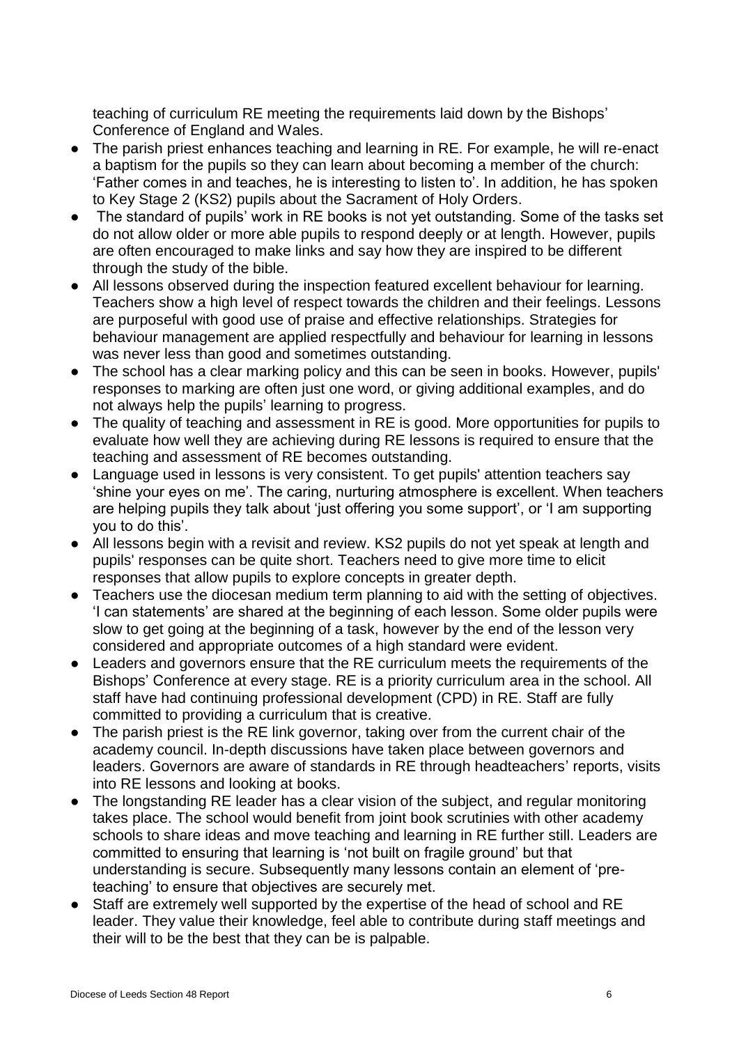teaching of curriculum RE meeting the requirements laid down by the Bishops' Conference of England and Wales.

- The parish priest enhances teaching and learning in RE. For example, he will re-enact a baptism for the pupils so they can learn about becoming a member of the church: 'Father comes in and teaches, he is interesting to listen to'. In addition, he has spoken to Key Stage 2 (KS2) pupils about the Sacrament of Holy Orders.
- The standard of pupils' work in RE books is not yet outstanding. Some of the tasks set do not allow older or more able pupils to respond deeply or at length. However, pupils are often encouraged to make links and say how they are inspired to be different through the study of the bible.
- All lessons observed during the inspection featured excellent behaviour for learning. Teachers show a high level of respect towards the children and their feelings. Lessons are purposeful with good use of praise and effective relationships. Strategies for behaviour management are applied respectfully and behaviour for learning in lessons was never less than good and sometimes outstanding.
- The school has a clear marking policy and this can be seen in books. However, pupils' responses to marking are often just one word, or giving additional examples, and do not always help the pupils' learning to progress.
- The quality of teaching and assessment in RE is good. More opportunities for pupils to evaluate how well they are achieving during RE lessons is required to ensure that the teaching and assessment of RE becomes outstanding.
- Language used in lessons is very consistent. To get pupils' attention teachers say 'shine your eyes on me'. The caring, nurturing atmosphere is excellent. When teachers are helping pupils they talk about 'just offering you some support', or 'I am supporting you to do this'.
- All lessons begin with a revisit and review. KS2 pupils do not yet speak at length and pupils' responses can be quite short. Teachers need to give more time to elicit responses that allow pupils to explore concepts in greater depth.
- Teachers use the diocesan medium term planning to aid with the setting of objectives. 'I can statements' are shared at the beginning of each lesson. Some older pupils were slow to get going at the beginning of a task, however by the end of the lesson very considered and appropriate outcomes of a high standard were evident.
- Leaders and governors ensure that the RE curriculum meets the requirements of the Bishops' Conference at every stage. RE is a priority curriculum area in the school. All staff have had continuing professional development (CPD) in RE. Staff are fully committed to providing a curriculum that is creative.
- The parish priest is the RE link governor, taking over from the current chair of the academy council. In-depth discussions have taken place between governors and leaders. Governors are aware of standards in RE through headteachers' reports, visits into RE lessons and looking at books.
- The longstanding RE leader has a clear vision of the subject, and regular monitoring takes place. The school would benefit from joint book scrutinies with other academy schools to share ideas and move teaching and learning in RE further still. Leaders are committed to ensuring that learning is 'not built on fragile ground' but that understanding is secure. Subsequently many lessons contain an element of 'pre-teaching' to ensure that objectives are securely met.
- Staff are extremely well supported by the expertise of the head of school and RE leader. They value their knowledge, feel able to contribute during staff meetings and their will to be the best that they can be is palpable.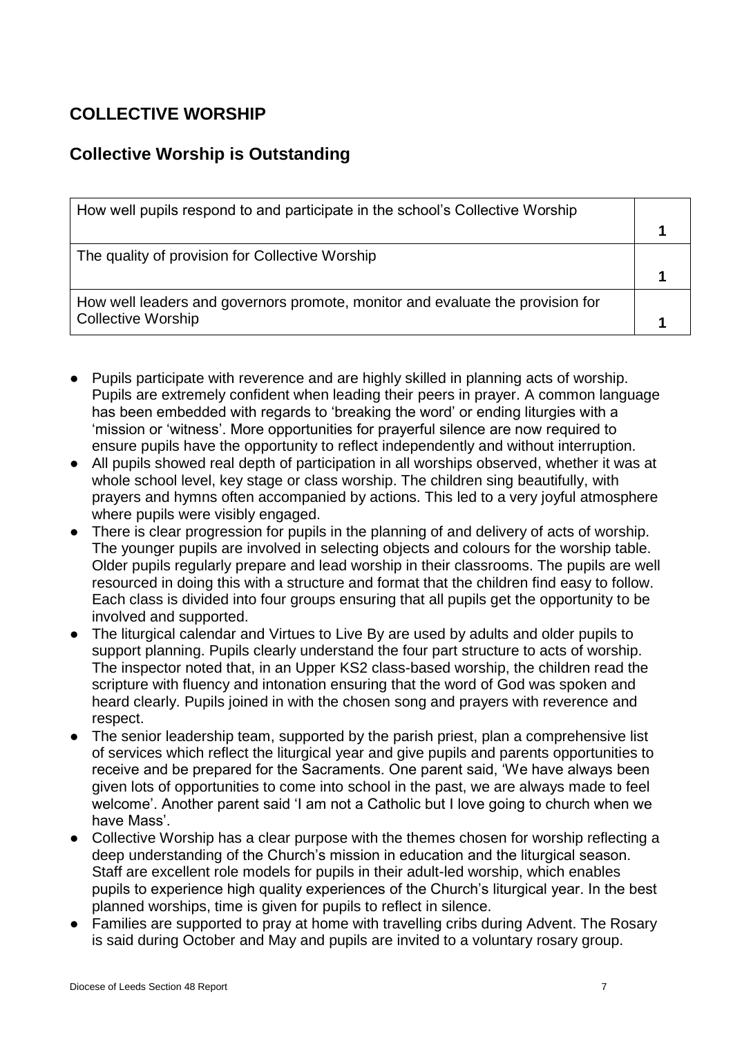## COLLECTIVE WORSHIP

## Collective Worship is Outstanding

| | |
|---|---|
| How well pupils respond to and participate in the school's Collective Worship | 1 |
| The quality of provision for Collective Worship | 1 |
| How well leaders and governors promote, monitor and evaluate the provision for Collective Worship | 1 |

- Pupils participate with reverence and are highly skilled in planning acts of worship. Pupils are extremely confident when leading their peers in prayer. A common language has been embedded with regards to 'breaking the word' or ending liturgies with a 'mission or 'witness'. More opportunities for prayerful silence are now required to ensure pupils have the opportunity to reflect independently and without interruption.
- All pupils showed real depth of participation in all worships observed, whether it was at whole school level, key stage or class worship. The children sing beautifully, with prayers and hymns often accompanied by actions. This led to a very joyful atmosphere where pupils were visibly engaged.
- There is clear progression for pupils in the planning of and delivery of acts of worship. The younger pupils are involved in selecting objects and colours for the worship table. Older pupils regularly prepare and lead worship in their classrooms. The pupils are well resourced in doing this with a structure and format that the children find easy to follow. Each class is divided into four groups ensuring that all pupils get the opportunity to be involved and supported.
- The liturgical calendar and Virtues to Live By are used by adults and older pupils to support planning. Pupils clearly understand the four part structure to acts of worship. The inspector noted that, in an Upper KS2 class-based worship, the children read the scripture with fluency and intonation ensuring that the word of God was spoken and heard clearly. Pupils joined in with the chosen song and prayers with reverence and respect.
- The senior leadership team, supported by the parish priest, plan a comprehensive list of services which reflect the liturgical year and give pupils and parents opportunities to receive and be prepared for the Sacraments. One parent said, 'We have always been given lots of opportunities to come into school in the past, we are always made to feel welcome'. Another parent said 'I am not a Catholic but I love going to church when we have Mass'.
- Collective Worship has a clear purpose with the themes chosen for worship reflecting a deep understanding of the Church's mission in education and the liturgical season. Staff are excellent role models for pupils in their adult-led worship, which enables pupils to experience high quality experiences of the Church's liturgical year. In the best planned worships, time is given for pupils to reflect in silence.
- Families are supported to pray at home with travelling cribs during Advent. The Rosary is said during October and May and pupils are invited to a voluntary rosary group.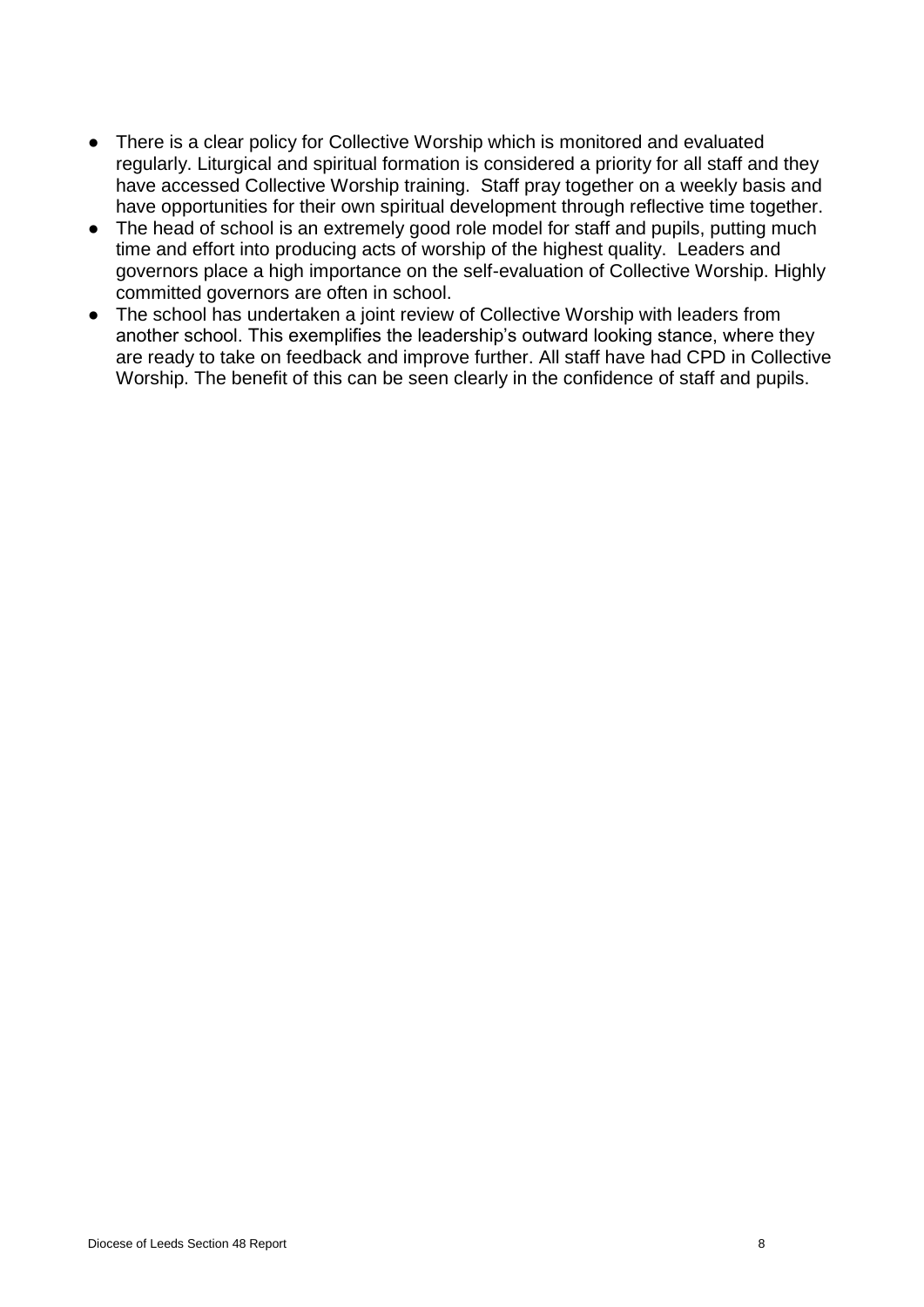- There is a clear policy for Collective Worship which is monitored and evaluated regularly. Liturgical and spiritual formation is considered a priority for all staff and they have accessed Collective Worship training. Staff pray together on a weekly basis and have opportunities for their own spiritual development through reflective time together.
- The head of school is an extremely good role model for staff and pupils, putting much time and effort into producing acts of worship of the highest quality. Leaders and governors place a high importance on the self-evaluation of Collective Worship. Highly committed governors are often in school.
- The school has undertaken a joint review of Collective Worship with leaders from another school. This exemplifies the leadership's outward looking stance, where they are ready to take on feedback and improve further. All staff have had CPD in Collective Worship. The benefit of this can be seen clearly in the confidence of staff and pupils.